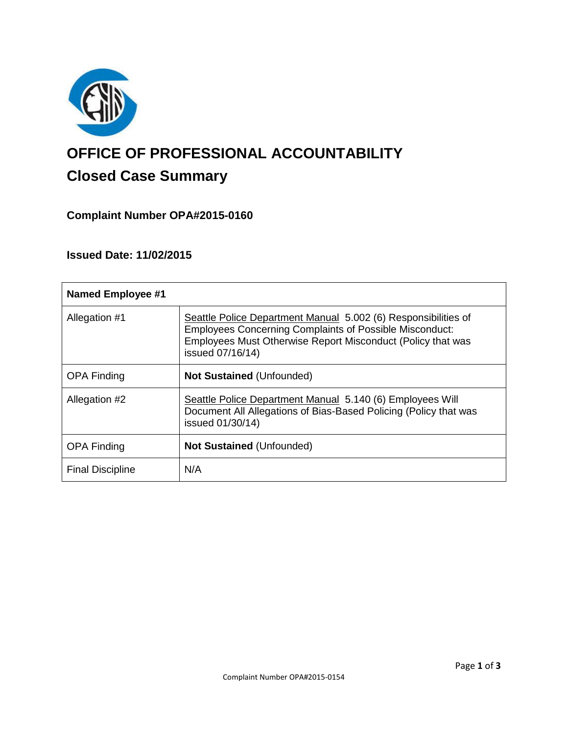# OFFICE OF PROFESSIONAL ACCOUNTABILITY

## Closed Case Summary

### Complaint Number OPA#2015-0160

### Issued Date: 11/02/2015

| **Named Employee #1** | |
|---|---|
| Allegation #1 | Seattle Police Department Manual 5.002 (6) Responsibilities of Employees Concerning Complaints of Possible Misconduct: Employees Must Otherwise Report Misconduct (Policy that was issued 07/16/14) |
| OPA Finding | **Not Sustained** (Unfounded) |
| Allegation #2 | Seattle Police Department Manual 5.140 (6) Employees Will Document All Allegations of Bias-Based Policing (Policy that was issued 01/30/14) |
| OPA Finding | **Not Sustained** (Unfounded) |
| Final Discipline | N/A |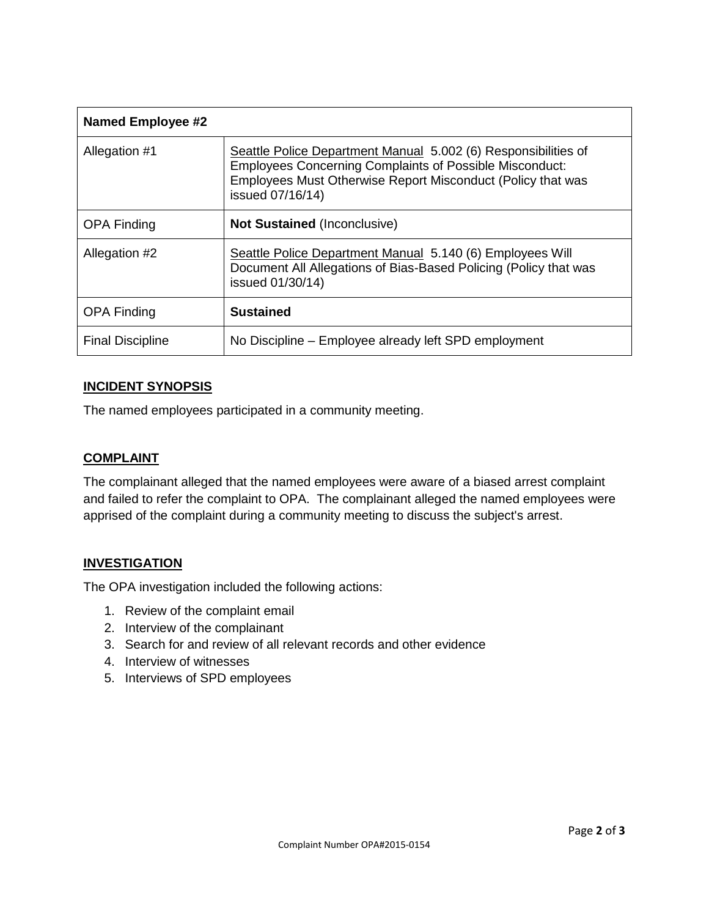| Named Employee #2 | |
|---|---|
| Allegation #1 | Seattle Police Department Manual 5.002 (6) Responsibilities of Employees Concerning Complaints of Possible Misconduct: Employees Must Otherwise Report Misconduct (Policy that was issued 07/16/14) |
| OPA Finding | **Not Sustained** (Inconclusive) |
| Allegation #2 | Seattle Police Department Manual 5.140 (6) Employees Will Document All Allegations of Bias-Based Policing (Policy that was issued 01/30/14) |
| OPA Finding | **Sustained** |
| Final Discipline | No Discipline – Employee already left SPD employment |

## INCIDENT SYNOPSIS

The named employees participated in a community meeting.

## COMPLAINT

The complainant alleged that the named employees were aware of a biased arrest complaint and failed to refer the complaint to OPA. The complainant alleged the named employees were apprised of the complaint during a community meeting to discuss the subject's arrest.

## INVESTIGATION

The OPA investigation included the following actions:

1. Review of the complaint email
2. Interview of the complainant
3. Search for and review of all relevant records and other evidence
4. Interview of witnesses
5. Interviews of SPD employees

Complaint Number OPA#2015-0154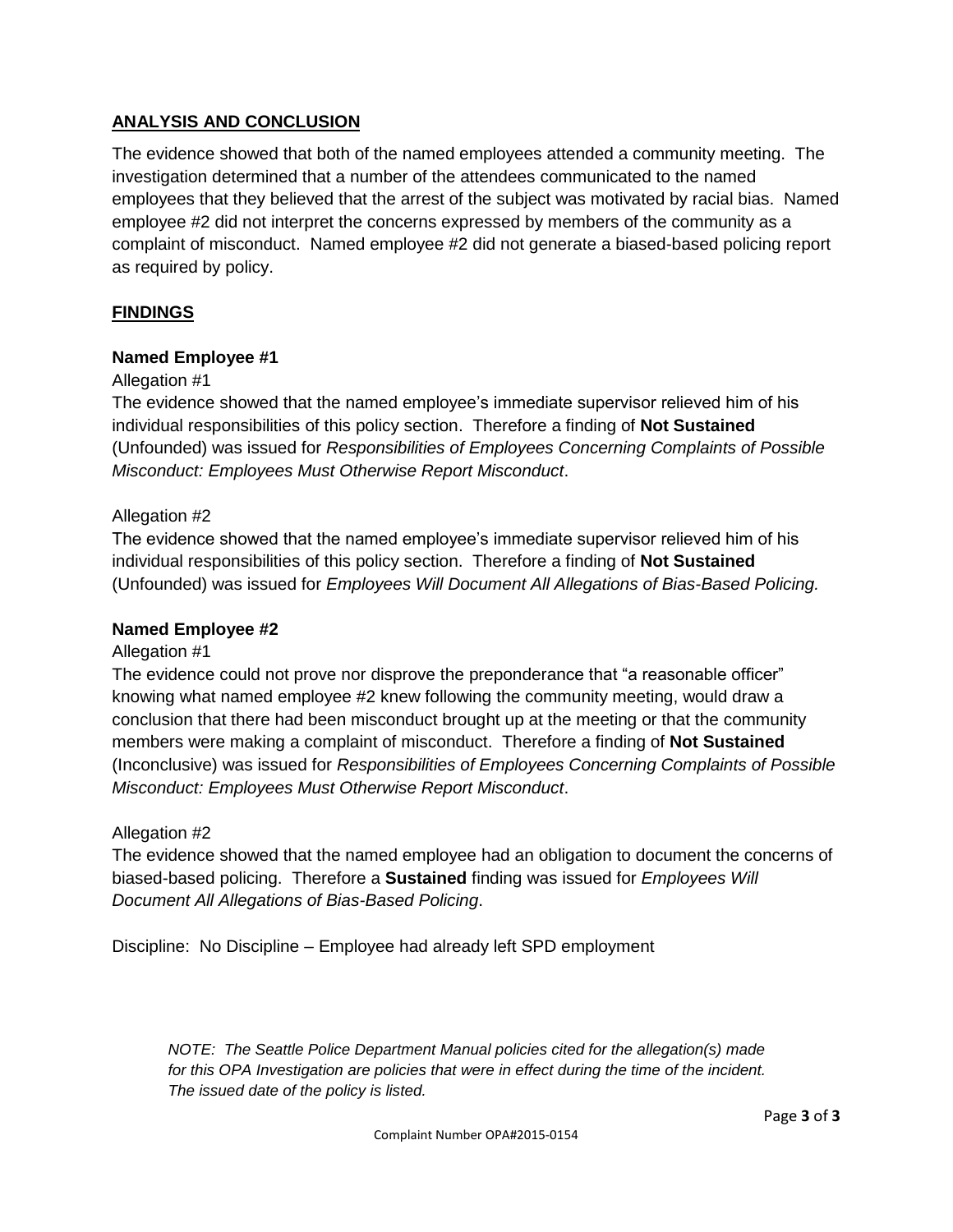## ANALYSIS AND CONCLUSION

The evidence showed that both of the named employees attended a community meeting. The investigation determined that a number of the attendees communicated to the named employees that they believed that the arrest of the subject was motivated by racial bias. Named employee #2 did not interpret the concerns expressed by members of the community as a complaint of misconduct. Named employee #2 did not generate a biased-based policing report as required by policy.

## FINDINGS

### Named Employee #1

Allegation #1

The evidence showed that the named employee's immediate supervisor relieved him of his individual responsibilities of this policy section. Therefore a finding of **Not Sustained** (Unfounded) was issued for *Responsibilities of Employees Concerning Complaints of Possible Misconduct: Employees Must Otherwise Report Misconduct*.

Allegation #2

The evidence showed that the named employee's immediate supervisor relieved him of his individual responsibilities of this policy section. Therefore a finding of **Not Sustained** (Unfounded) was issued for *Employees Will Document All Allegations of Bias-Based Policing.*

### Named Employee #2

Allegation #1

The evidence could not prove nor disprove the preponderance that "a reasonable officer" knowing what named employee #2 knew following the community meeting, would draw a conclusion that there had been misconduct brought up at the meeting or that the community members were making a complaint of misconduct. Therefore a finding of **Not Sustained** (Inconclusive) was issued for *Responsibilities of Employees Concerning Complaints of Possible Misconduct: Employees Must Otherwise Report Misconduct*.

Allegation #2

The evidence showed that the named employee had an obligation to document the concerns of biased-based policing. Therefore a **Sustained** finding was issued for *Employees Will Document All Allegations of Bias-Based Policing*.

Discipline: No Discipline – Employee had already left SPD employment

*NOTE: The Seattle Police Department Manual policies cited for the allegation(s) made for this OPA Investigation are policies that were in effect during the time of the incident. The issued date of the policy is listed.*

Complaint Number OPA#2015-0154